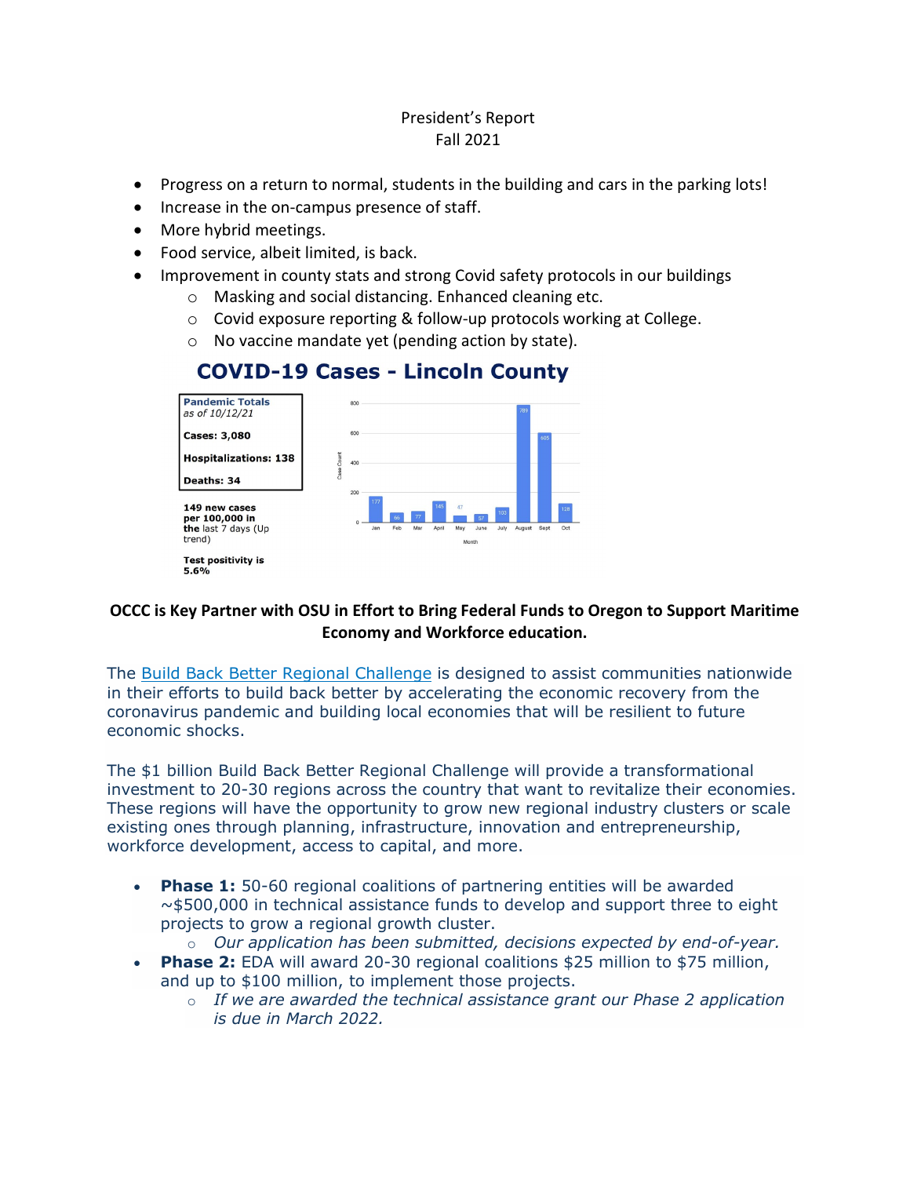President's Report
Fall 2021

- Progress on a return to normal, students in the building and cars in the parking lots!
- Increase in the on-campus presence of staff.
- More hybrid meetings.
- Food service, albeit limited, is back.
- Improvement in county stats and strong Covid safety protocols in our buildings
  - Masking and social distancing. Enhanced cleaning etc.
  - Covid exposure reporting & follow-up protocols working at College.
  - No vaccine mandate yet (pending action by state).

## COVID-19 Cases - Lincoln County

**Pandemic Totals**
*as of 10/12/21*

**Cases: 3,080**

**Hospitalizations: 138**

**Deaths: 34**

**149 new cases per 100,000 in the** last 7 days (Up trend)

**Test positivity is 5.6%**

| Month | Case Count |
|---|---|
| Jan | 177 |
| Feb | 66 |
| Mar | 77 |
| April | 145 |
| May | 47 |
| June | 57 |
| July | 103 |
| August | 789 |
| Sept | 605 |
| Oct | 128 |

**OCCC is Key Partner with OSU in Effort to Bring Federal Funds to Oregon to Support Maritime Economy and Workforce education.**

The Build Back Better Regional Challenge is designed to assist communities nationwide in their efforts to build back better by accelerating the economic recovery from the coronavirus pandemic and building local economies that will be resilient to future economic shocks.

The $1 billion Build Back Better Regional Challenge will provide a transformational investment to 20-30 regions across the country that want to revitalize their economies. These regions will have the opportunity to grow new regional industry clusters or scale existing ones through planning, infrastructure, innovation and entrepreneurship, workforce development, access to capital, and more.

- **Phase 1:** 50-60 regional coalitions of partnering entities will be awarded ~$500,000 in technical assistance funds to develop and support three to eight projects to grow a regional growth cluster.
  - *Our application has been submitted, decisions expected by end-of-year.*
- **Phase 2:** EDA will award 20-30 regional coalitions $25 million to $75 million, and up to $100 million, to implement those projects.
  - *If we are awarded the technical assistance grant our Phase 2 application is due in March 2022.*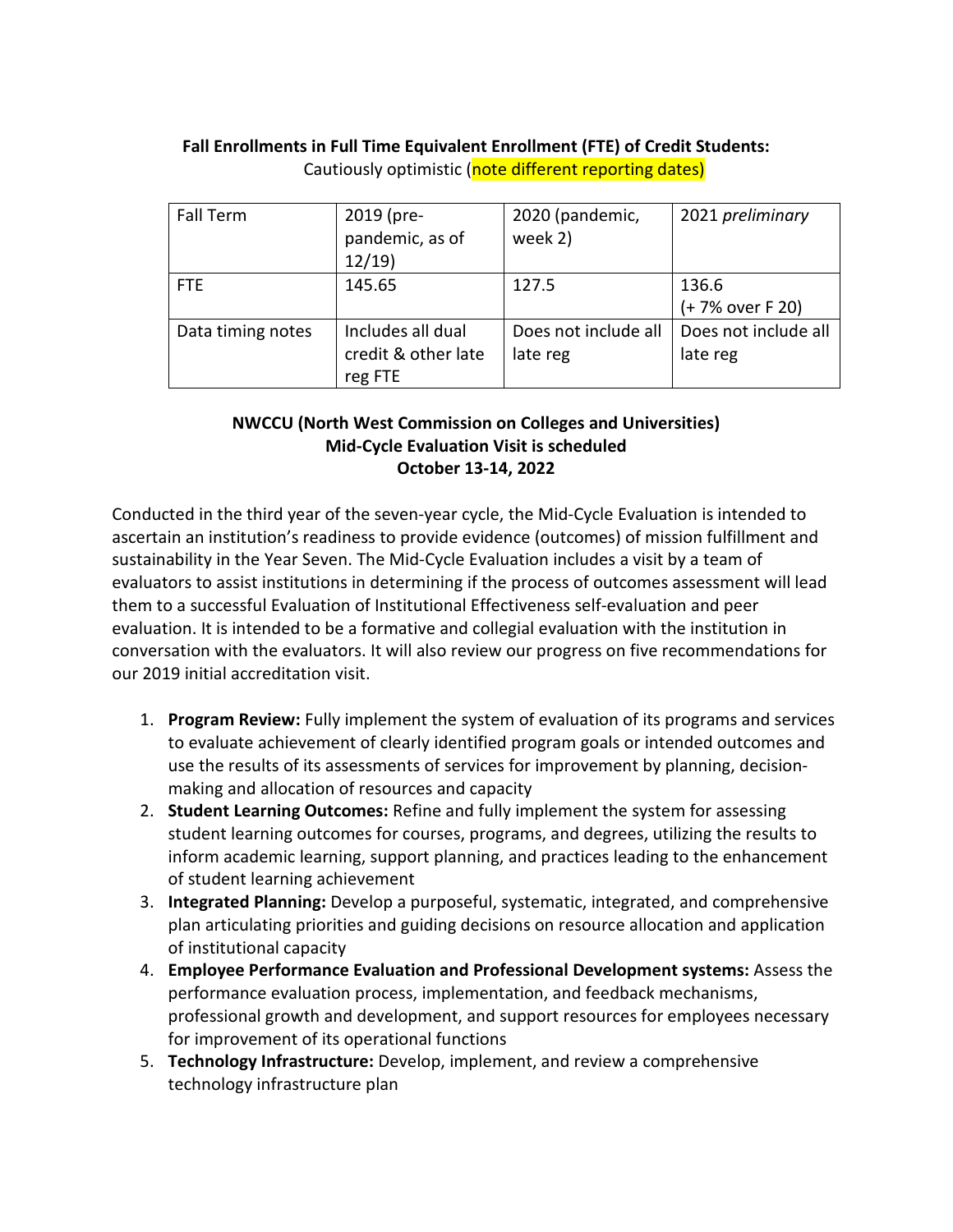**Fall Enrollments in Full Time Equivalent Enrollment (FTE) of Credit Students:**

Cautiously optimistic (note different reporting dates)

| Fall Term | 2019 (pre-pandemic, as of 12/19) | 2020 (pandemic, week 2) | 2021 *preliminary* |
|---|---|---|---|
| FTE | 145.65 | 127.5 | 136.6 (+ 7% over F 20) |
| Data timing notes | Includes all dual credit & other late reg FTE | Does not include all late reg | Does not include all late reg |

**NWCCU (North West Commission on Colleges and Universities)**
**Mid-Cycle Evaluation Visit is scheduled**
**October 13-14, 2022**

Conducted in the third year of the seven-year cycle, the Mid-Cycle Evaluation is intended to ascertain an institution's readiness to provide evidence (outcomes) of mission fulfillment and sustainability in the Year Seven. The Mid-Cycle Evaluation includes a visit by a team of evaluators to assist institutions in determining if the process of outcomes assessment will lead them to a successful Evaluation of Institutional Effectiveness self-evaluation and peer evaluation. It is intended to be a formative and collegial evaluation with the institution in conversation with the evaluators. It will also review our progress on five recommendations for our 2019 initial accreditation visit.

1. **Program Review:** Fully implement the system of evaluation of its programs and services to evaluate achievement of clearly identified program goals or intended outcomes and use the results of its assessments of services for improvement by planning, decision-making and allocation of resources and capacity
2. **Student Learning Outcomes:** Refine and fully implement the system for assessing student learning outcomes for courses, programs, and degrees, utilizing the results to inform academic learning, support planning, and practices leading to the enhancement of student learning achievement
3. **Integrated Planning:** Develop a purposeful, systematic, integrated, and comprehensive plan articulating priorities and guiding decisions on resource allocation and application of institutional capacity
4. **Employee Performance Evaluation and Professional Development systems:** Assess the performance evaluation process, implementation, and feedback mechanisms, professional growth and development, and support resources for employees necessary for improvement of its operational functions
5. **Technology Infrastructure:** Develop, implement, and review a comprehensive technology infrastructure plan